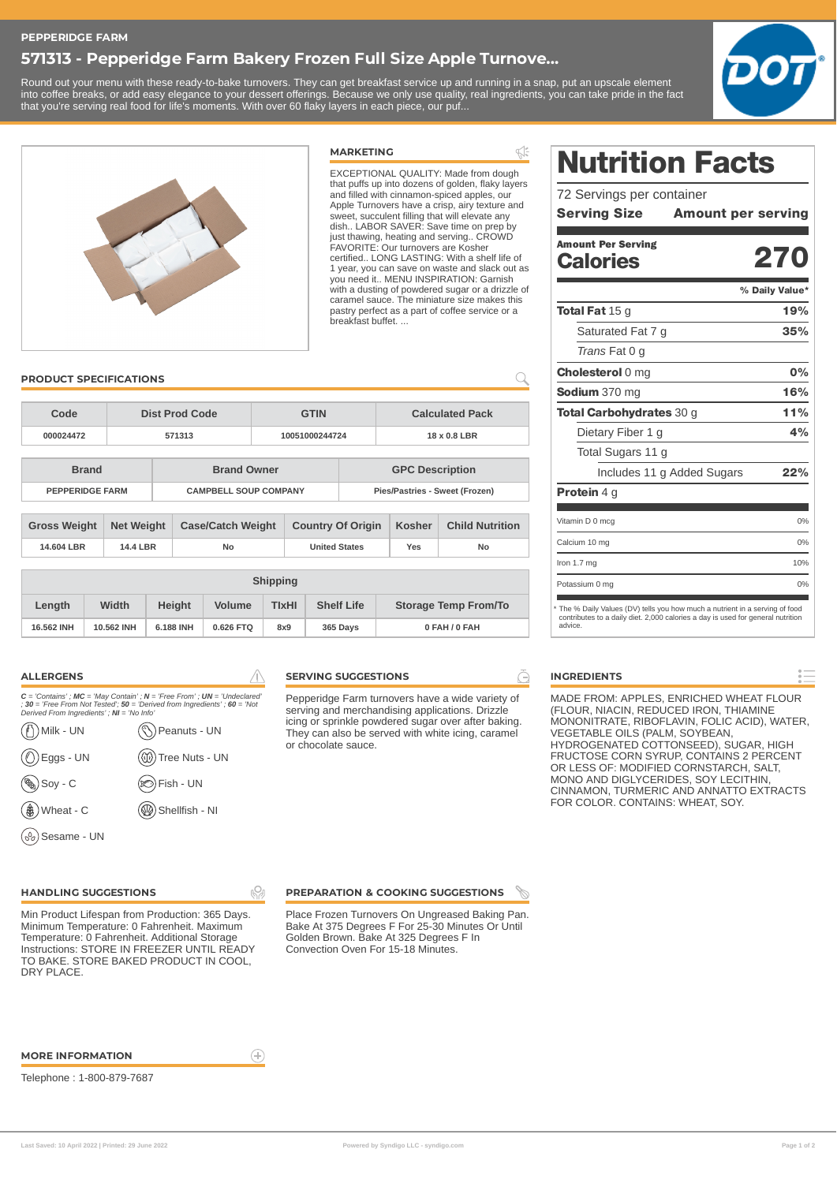PEPPERIDGE FARM

# 571313 - Pepperidge Farm Bakery Frozen Full Size Apple Turnove...

Round out your menu with these ready-to-bake turnovers. They can get breakfast service up and running in a snap, put an upscale element into coffee breaks, or add easy elegance to your dessert offerings. Because we only use quality, real ingredients, you can take pride in the fact that you're serving real food for life's moments. With over 60 flaky layers in each piece, our puf...

## MARKETING

EXCEPTIONAL QUALITY: Made from dough that puffs up into dozens of golden, flaky layers and filled with cinnamon-spiced apples, our Apple Turnovers have a crisp, airy texture and sweet, succulent filling that will elevate any dish.. LABOR SAVER: Save time on prep by just thawing, heating and serving.. CROWD FAVORITE: Our turnovers are Kosher certified.. LONG LASTING: With a shelf life of 1 year, you can save on waste and slack out as you need it.. MENU INSPIRATION: Garnish with a dusting of powdered sugar or a drizzle of caramel sauce. The miniature size makes this pastry perfect as a part of coffee service or a breakfast buffet. ...

## Nutrition Facts

72 Servings per container

**Serving Size** | **Amount per serving**

| Amount Per Serving | |
|---|---|
| **Calories** | **270** |
| | **% Daily Value*** |
| **Total Fat** 15 g | **19%** |
| Saturated Fat 7 g | **35%** |
| *Trans* Fat 0 g | |
| **Cholesterol** 0 mg | **0%** |
| **Sodium** 370 mg | **16%** |
| **Total Carbohydrates** 30 g | **11%** |
| Dietary Fiber 1 g | **4%** |
| Total Sugars 11 g | |
| Includes 11 g Added Sugars | **22%** |
| **Protein** 4 g | |
| Vitamin D 0 mcg | 0% |
| Calcium 10 mg | 0% |
| Iron 1.7 mg | 10% |
| Potassium 0 mg | 0% |

* The % Daily Values (DV) tells you how much a nutrient in a serving of food contributes to a daily diet. 2,000 calories a day is used for general nutrition advice.

## PRODUCT SPECIFICATIONS

| Code | Dist Prod Code | GTIN | Calculated Pack |
|---|---|---|---|
| 000024472 | 571313 | 10051000244724 | 18 x 0.8 LBR |

| Brand | Brand Owner | GPC Description |
|---|---|---|
| PEPPERIDGE FARM | CAMPBELL SOUP COMPANY | Pies/Pastries - Sweet (Frozen) |

| Gross Weight | Net Weight | Case/Catch Weight | Country Of Origin | Kosher | Child Nutrition |
|---|---|---|---|---|---|
| 14.604 LBR | 14.4 LBR | No | United States | Yes | No |

| Shipping | | | | | | |
|---|---|---|---|---|---|---|
| Length | Width | Height | Volume | TIxHI | Shelf Life | Storage Temp From/To |
| 16.562 INH | 10.562 INH | 6.188 INH | 0.626 FTQ | 8x9 | 365 Days | 0 FAH / 0 FAH |

## ALLERGENS

*C = 'Contains' ; MC = 'May Contain' ; N = 'Free From' ; UN = 'Undeclared' ; 30 = 'Free From Not Tested'; 50 = 'Derived from Ingredients' ; 60 = 'Not Derived From Ingredients' ; NI = 'No Info'*

- Milk - UN
- Peanuts - UN
- Eggs - UN
- Tree Nuts - UN
- Soy - C
- Fish - UN
- Wheat - C
- Shellfish - NI
- Sesame - UN

## SERVING SUGGESTIONS

Pepperidge Farm turnovers have a wide variety of serving and merchandising applications. Drizzle icing or sprinkle powdered sugar over after baking. They can also be served with white icing, caramel or chocolate sauce.

## INGREDIENTS

MADE FROM: APPLES, ENRICHED WHEAT FLOUR (FLOUR, NIACIN, REDUCED IRON, THIAMINE MONONITRATE, RIBOFLAVIN, FOLIC ACID), WATER, VEGETABLE OILS (PALM, SOYBEAN, HYDROGENATED COTTONSEED), SUGAR, HIGH FRUCTOSE CORN SYRUP, CONTAINS 2 PERCENT OR LESS OF: MODIFIED CORNSTARCH, SALT, MONO AND DIGLYCERIDES, SOY LECITHIN, CINNAMON, TURMERIC AND ANNATTO EXTRACTS FOR COLOR. CONTAINS: WHEAT, SOY.

## HANDLING SUGGESTIONS

Min Product Lifespan from Production: 365 Days. Minimum Temperature: 0 Fahrenheit. Maximum Temperature: 0 Fahrenheit. Additional Storage Instructions: STORE IN FREEZER UNTIL READY TO BAKE. STORE BAKED PRODUCT IN COOL, DRY PLACE.

## PREPARATION & COOKING SUGGESTIONS

Place Frozen Turnovers On Ungreased Baking Pan. Bake At 375 Degrees F For 25-30 Minutes Or Until Golden Brown. Bake At 325 Degrees F In Convection Oven For 15-18 Minutes.

## MORE INFORMATION

Telephone : 1-800-879-7687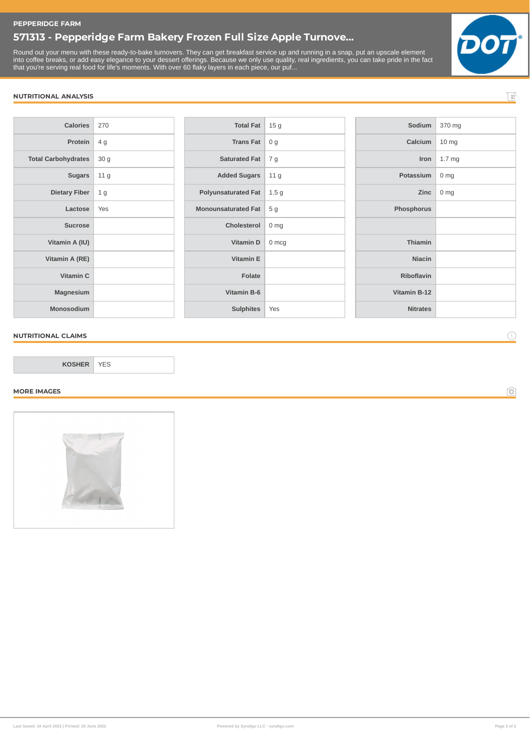PEPPERIDGE FARM

# 571313 - Pepperidge Farm Bakery Frozen Full Size Apple Turnove...

Round out your menu with these ready-to-bake turnovers. They can get breakfast service up and running in a snap, put an upscale element into coffee breaks, or add easy elegance to your dessert offerings. Because we only use quality, real ingredients, you can take pride in the fact that you're serving real food for life's moments. With over 60 flaky layers in each piece, our puf...

## NUTRITIONAL ANALYSIS

| | | | | | |
|---|---|---|---|---|---|
| Calories | 270 | Total Fat | 15 g | Sodium | 370 mg |
| Protein | 4 g | Trans Fat | 0 g | Calcium | 10 mg |
| Total Carbohydrates | 30 g | Saturated Fat | 7 g | Iron | 1.7 mg |
| Sugars | 11 g | Added Sugars | 11 g | Potassium | 0 mg |
| Dietary Fiber | 1 g | Polyunsaturated Fat | 1.5 g | Zinc | 0 mg |
| Lactose | Yes | Monounsaturated Fat | 5 g | Phosphorus | |
| Sucrose | | Cholesterol | 0 mg | | |
| Vitamin A (IU) | | Vitamin D | 0 mcg | Thiamin | |
| Vitamin A (RE) | | Vitamin E | | Niacin | |
| Vitamin C | | Folate | | Riboflavin | |
| Magnesium | | Vitamin B-6 | | Vitamin B-12 | |
| Monosodium | | Sulphites | Yes | Nitrates | |

## NUTRITIONAL CLAIMS

| | |
|---|---|
| KOSHER | YES |

## MORE IMAGES